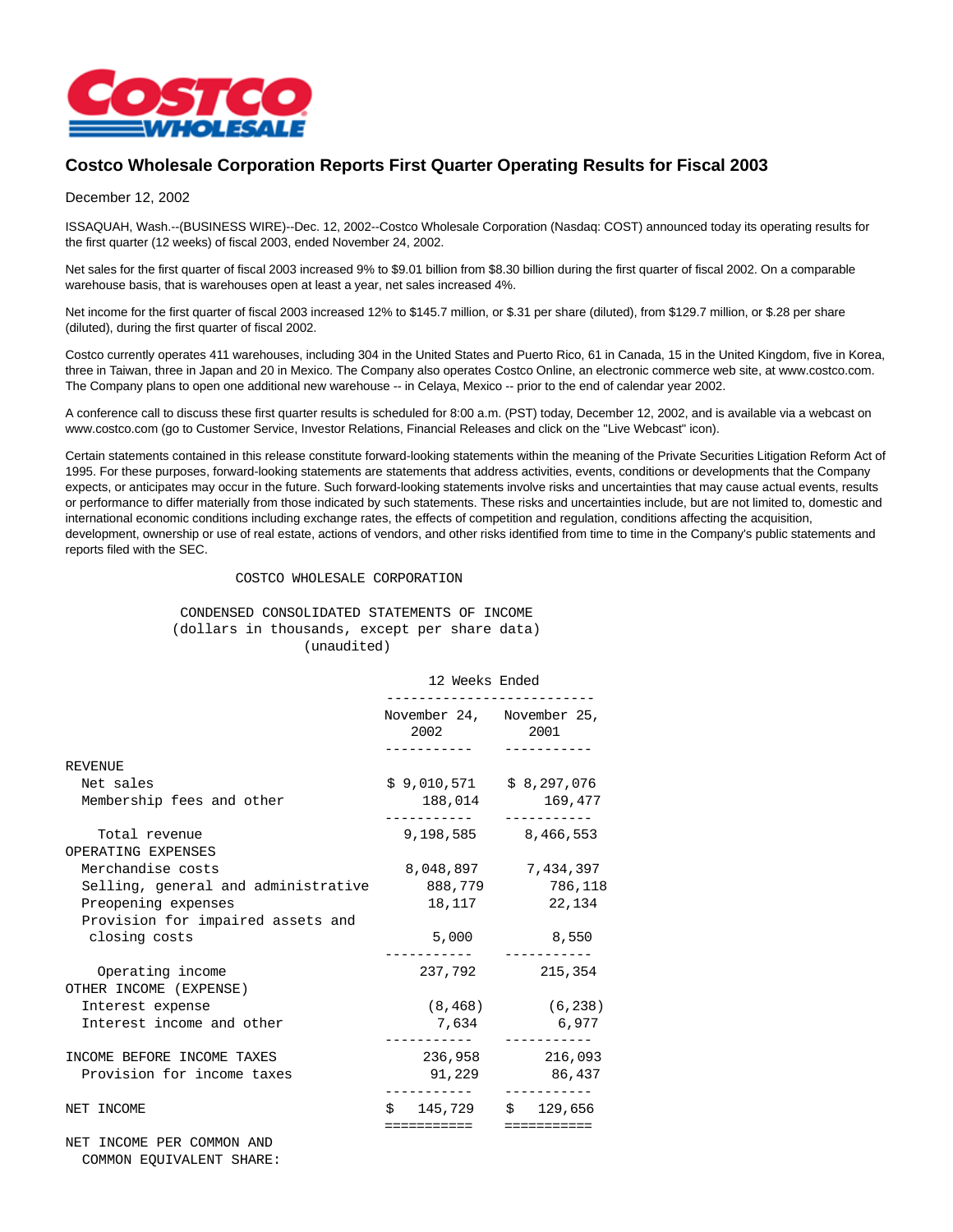# Costco Wholesale Corporation Reports First Quarter Operating Results for Fiscal 2003

December 12, 2002

ISSAQUAH, Wash.--(BUSINESS WIRE)--Dec. 12, 2002--Costco Wholesale Corporation (Nasdaq: COST) announced today its operating results for the first quarter (12 weeks) of fiscal 2003, ended November 24, 2002.

Net sales for the first quarter of fiscal 2003 increased 9% to $9.01 billion from $8.30 billion during the first quarter of fiscal 2002. On a comparable warehouse basis, that is warehouses open at least a year, net sales increased 4%.

Net income for the first quarter of fiscal 2003 increased 12% to $145.7 million, or $.31 per share (diluted), from $129.7 million, or $.28 per share (diluted), during the first quarter of fiscal 2002.

Costco currently operates 411 warehouses, including 304 in the United States and Puerto Rico, 61 in Canada, 15 in the United Kingdom, five in Korea, three in Taiwan, three in Japan and 20 in Mexico. The Company also operates Costco Online, an electronic commerce web site, at www.costco.com. The Company plans to open one additional new warehouse -- in Celaya, Mexico -- prior to the end of calendar year 2002.

A conference call to discuss these first quarter results is scheduled for 8:00 a.m. (PST) today, December 12, 2002, and is available via a webcast on www.costco.com (go to Customer Service, Investor Relations, Financial Releases and click on the "Live Webcast" icon).

Certain statements contained in this release constitute forward-looking statements within the meaning of the Private Securities Litigation Reform Act of 1995. For these purposes, forward-looking statements are statements that address activities, events, conditions or developments that the Company expects, or anticipates may occur in the future. Such forward-looking statements involve risks and uncertainties that may cause actual events, results or performance to differ materially from those indicated by such statements. These risks and uncertainties include, but are not limited to, domestic and international economic conditions including exchange rates, the effects of competition and regulation, conditions affecting the acquisition, development, ownership or use of real estate, actions of vendors, and other risks identified from time to time in the Company's public statements and reports filed with the SEC.

COSTCO WHOLESALE CORPORATION

CONDENSED CONSOLIDATED STATEMENTS OF INCOME
(dollars in thousands, except per share data)
(unaudited)

| | 12 Weeks Ended | |
|---|---|---|
| | November 24, 2002 | November 25, 2001 |
| REVENUE | | |
| Net sales | $ 9,010,571 | $ 8,297,076 |
| Membership fees and other | 188,014 | 169,477 |
| Total revenue | 9,198,585 | 8,466,553 |
| OPERATING EXPENSES | | |
| Merchandise costs | 8,048,897 | 7,434,397 |
| Selling, general and administrative | 888,779 | 786,118 |
| Preopening expenses | 18,117 | 22,134 |
| Provision for impaired assets and closing costs | 5,000 | 8,550 |
| Operating income | 237,792 | 215,354 |
| OTHER INCOME (EXPENSE) | | |
| Interest expense | (8,468) | (6,238) |
| Interest income and other | 7,634 | 6,977 |
| INCOME BEFORE INCOME TAXES | 236,958 | 216,093 |
| Provision for income taxes | 91,229 | 86,437 |
| NET INCOME | $ 145,729 | $ 129,656 |

NET INCOME PER COMMON AND COMMON EQUIVALENT SHARE: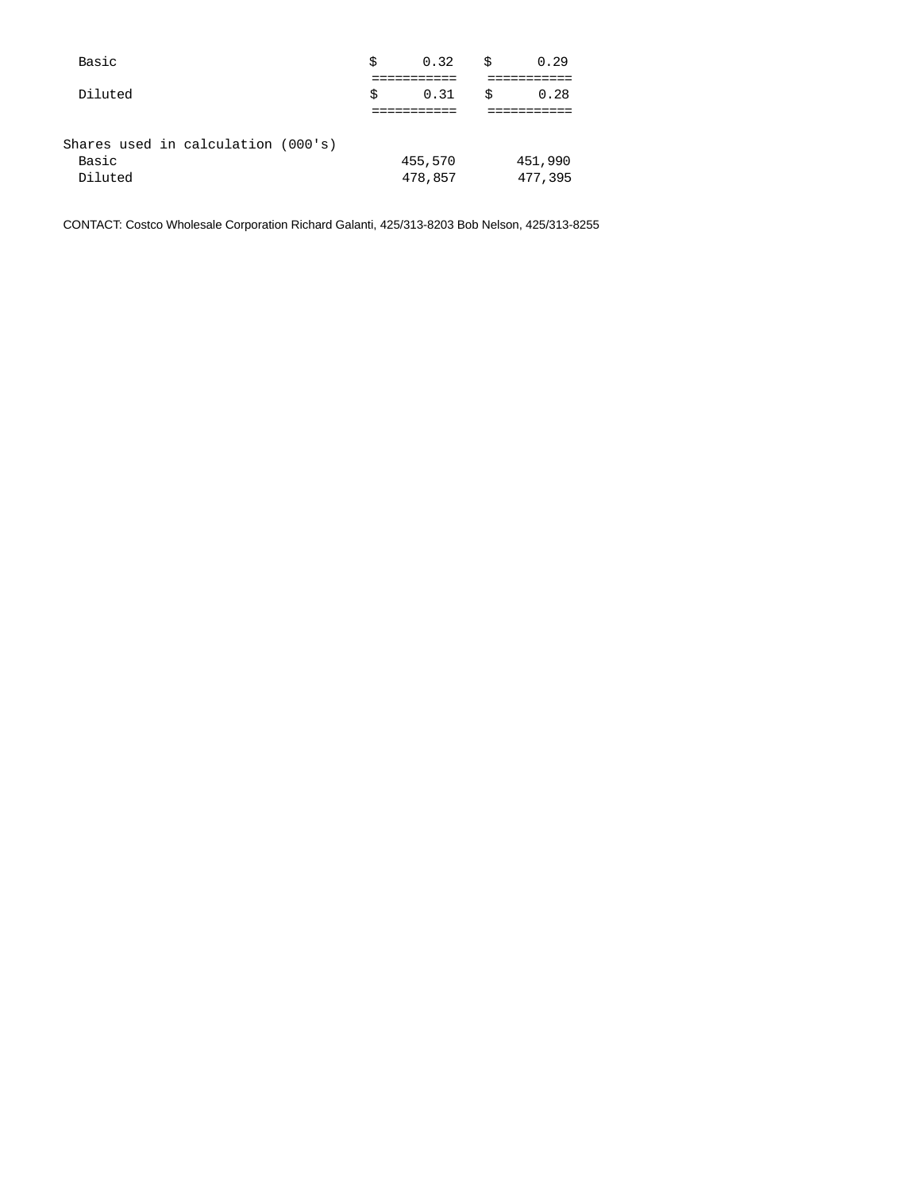| | | |
|---|---|---|
| Basic | $ 0.32 | $ 0.29 |
| Diluted | $ 0.31 | $ 0.28 |
| Shares used in calculation (000's) | | |
| Basic | 455,570 | 451,990 |
| Diluted | 478,857 | 477,395 |

CONTACT: Costco Wholesale Corporation Richard Galanti, 425/313-8203 Bob Nelson, 425/313-8255